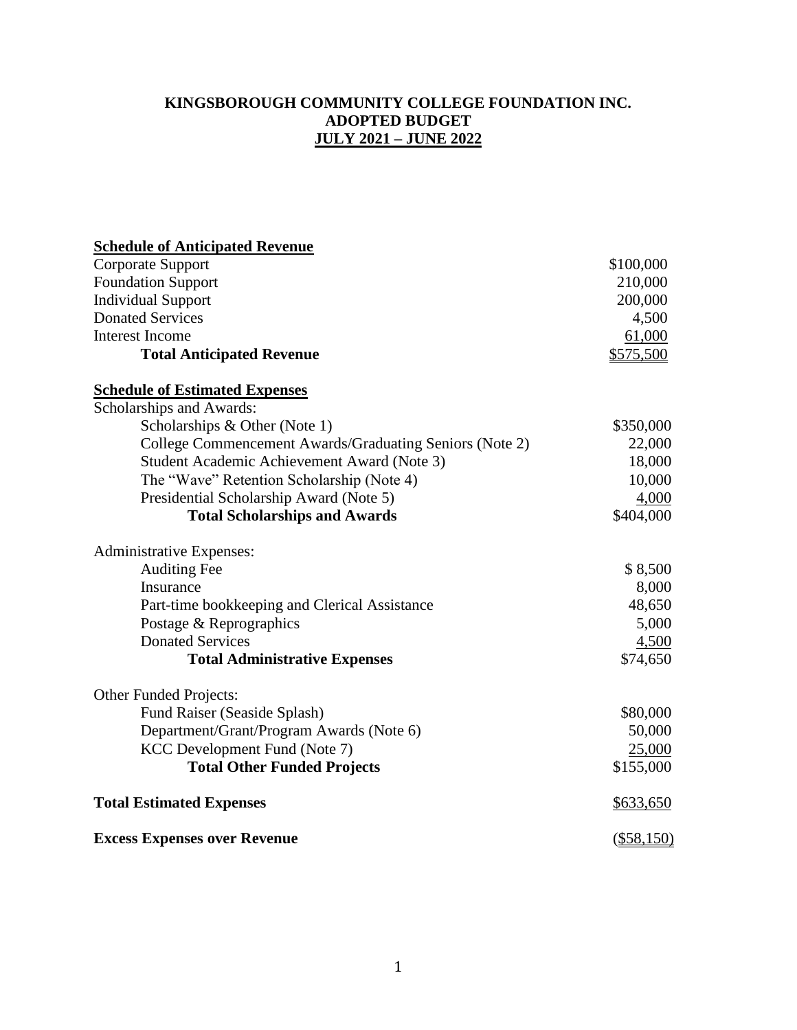# KINGSBOROUGH COMMUNITY COLLEGE FOUNDATION INC.
## ADOPTED BUDGET
## JULY 2021 – JUNE 2022

| | |
|---|---|
| **Schedule of Anticipated Revenue** | |
| Corporate Support | $100,000 |
| Foundation Support | 210,000 |
| Individual Support | 200,000 |
| Donated Services | 4,500 |
| Interest Income | 61,000 |
| **Total Anticipated Revenue** | $575,500 |
| | |
| **Schedule of Estimated Expenses** | |
| Scholarships and Awards: | |
| Scholarships & Other (Note 1) | $350,000 |
| College Commencement Awards/Graduating Seniors (Note 2) | 22,000 |
| Student Academic Achievement Award (Note 3) | 18,000 |
| The "Wave" Retention Scholarship (Note 4) | 10,000 |
| Presidential Scholarship Award (Note 5) | 4,000 |
| **Total Scholarships and Awards** | $404,000 |
| | |
| Administrative Expenses: | |
| Auditing Fee | $ 8,500 |
| Insurance | 8,000 |
| Part-time bookkeeping and Clerical Assistance | 48,650 |
| Postage & Reprographics | 5,000 |
| Donated Services | 4,500 |
| **Total Administrative Expenses** | $74,650 |
| | |
| Other Funded Projects: | |
| Fund Raiser (Seaside Splash) | $80,000 |
| Department/Grant/Program Awards (Note 6) | 50,000 |
| KCC Development Fund (Note 7) | 25,000 |
| **Total Other Funded Projects** | $155,000 |
| | |
| **Total Estimated Expenses** | $633,650 |
| | |
| **Excess Expenses over Revenue** | ($58,150) |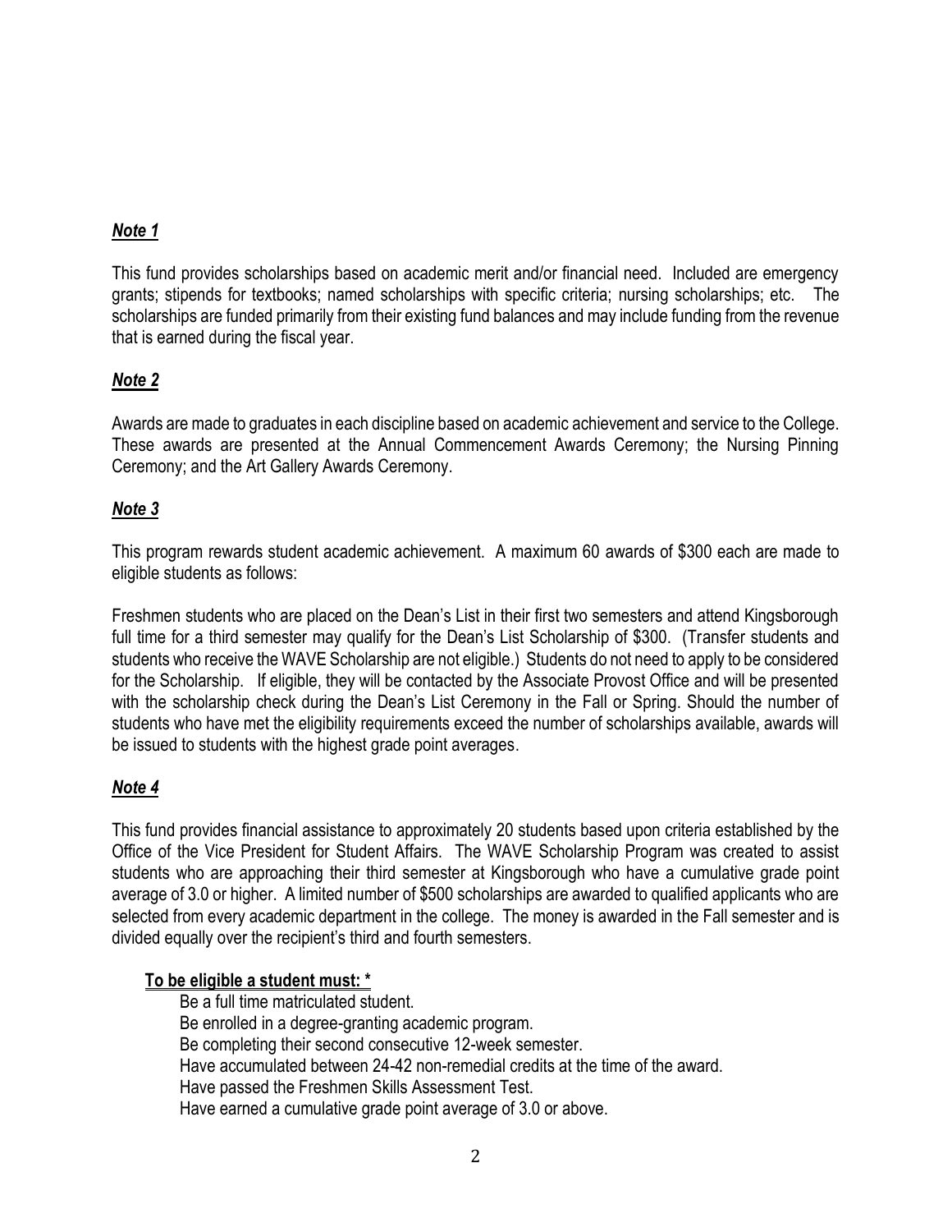***Note 1***

This fund provides scholarships based on academic merit and/or financial need. Included are emergency grants; stipends for textbooks; named scholarships with specific criteria; nursing scholarships; etc. The scholarships are funded primarily from their existing fund balances and may include funding from the revenue that is earned during the fiscal year.

***Note 2***

Awards are made to graduates in each discipline based on academic achievement and service to the College. These awards are presented at the Annual Commencement Awards Ceremony; the Nursing Pinning Ceremony; and the Art Gallery Awards Ceremony.

***Note 3***

This program rewards student academic achievement. A maximum 60 awards of $300 each are made to eligible students as follows:

Freshmen students who are placed on the Dean's List in their first two semesters and attend Kingsborough full time for a third semester may qualify for the Dean's List Scholarship of $300. (Transfer students and students who receive the WAVE Scholarship are not eligible.) Students do not need to apply to be considered for the Scholarship. If eligible, they will be contacted by the Associate Provost Office and will be presented with the scholarship check during the Dean's List Ceremony in the Fall or Spring. Should the number of students who have met the eligibility requirements exceed the number of scholarships available, awards will be issued to students with the highest grade point averages.

***Note 4***

This fund provides financial assistance to approximately 20 students based upon criteria established by the Office of the Vice President for Student Affairs. The WAVE Scholarship Program was created to assist students who are approaching their third semester at Kingsborough who have a cumulative grade point average of 3.0 or higher. A limited number of $500 scholarships are awarded to qualified applicants who are selected from every academic department in the college. The money is awarded in the Fall semester and is divided equally over the recipient's third and fourth semesters.

**To be eligible a student must: ***

Be a full time matriculated student.
Be enrolled in a degree-granting academic program.
Be completing their second consecutive 12-week semester.
Have accumulated between 24-42 non-remedial credits at the time of the award.
Have passed the Freshmen Skills Assessment Test.
Have earned a cumulative grade point average of 3.0 or above.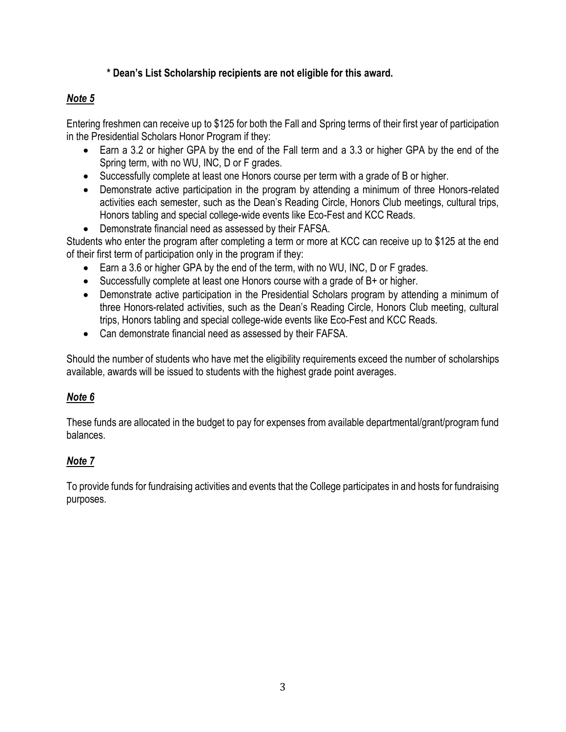**\* Dean's List Scholarship recipients are not eligible for this award.**

***Note 5***

Entering freshmen can receive up to $125 for both the Fall and Spring terms of their first year of participation in the Presidential Scholars Honor Program if they:

- Earn a 3.2 or higher GPA by the end of the Fall term and a 3.3 or higher GPA by the end of the Spring term, with no WU, INC, D or F grades.
- Successfully complete at least one Honors course per term with a grade of B or higher.
- Demonstrate active participation in the program by attending a minimum of three Honors-related activities each semester, such as the Dean's Reading Circle, Honors Club meetings, cultural trips, Honors tabling and special college-wide events like Eco-Fest and KCC Reads.
- Demonstrate financial need as assessed by their FAFSA.

Students who enter the program after completing a term or more at KCC can receive up to $125 at the end of their first term of participation only in the program if they:

- Earn a 3.6 or higher GPA by the end of the term, with no WU, INC, D or F grades.
- Successfully complete at least one Honors course with a grade of B+ or higher.
- Demonstrate active participation in the Presidential Scholars program by attending a minimum of three Honors-related activities, such as the Dean's Reading Circle, Honors Club meeting, cultural trips, Honors tabling and special college-wide events like Eco-Fest and KCC Reads.
- Can demonstrate financial need as assessed by their FAFSA.

Should the number of students who have met the eligibility requirements exceed the number of scholarships available, awards will be issued to students with the highest grade point averages.

***Note 6***

These funds are allocated in the budget to pay for expenses from available departmental/grant/program fund balances.

***Note 7***

To provide funds for fundraising activities and events that the College participates in and hosts for fundraising purposes.